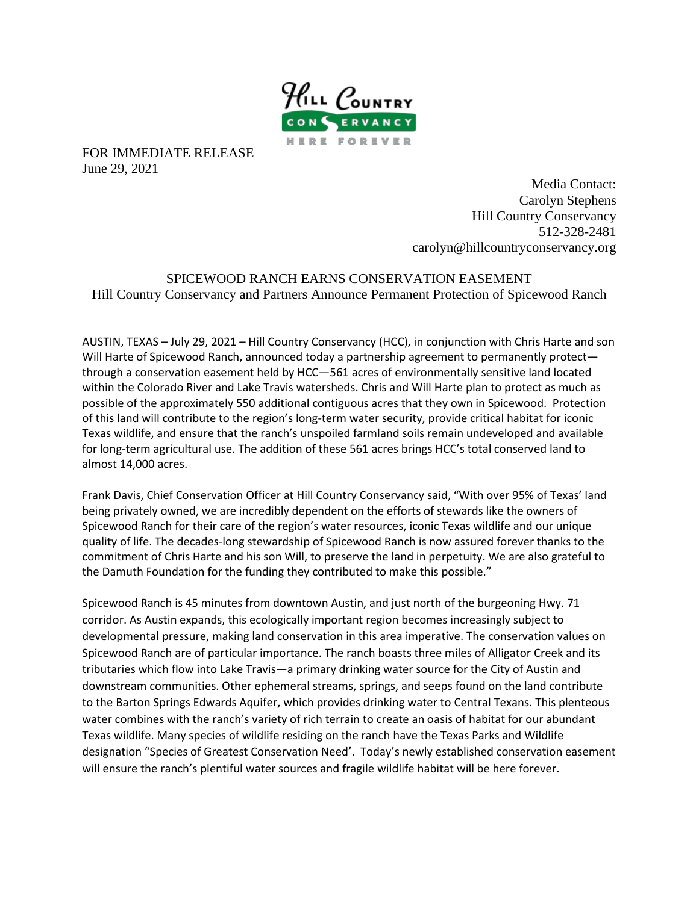FOR IMMEDIATE RELEASE
June 29, 2021

Media Contact:
Carolyn Stephens
Hill Country Conservancy
512-328-2481
carolyn@hillcountryconservancy.org

# SPICEWOOD RANCH EARNS CONSERVATION EASEMENT

## Hill Country Conservancy and Partners Announce Permanent Protection of Spicewood Ranch

AUSTIN, TEXAS – July 29, 2021 – Hill Country Conservancy (HCC), in conjunction with Chris Harte and son Will Harte of Spicewood Ranch, announced today a partnership agreement to permanently protect—through a conservation easement held by HCC—561 acres of environmentally sensitive land located within the Colorado River and Lake Travis watersheds. Chris and Will Harte plan to protect as much as possible of the approximately 550 additional contiguous acres that they own in Spicewood. Protection of this land will contribute to the region's long-term water security, provide critical habitat for iconic Texas wildlife, and ensure that the ranch's unspoiled farmland soils remain undeveloped and available for long-term agricultural use. The addition of these 561 acres brings HCC's total conserved land to almost 14,000 acres.

Frank Davis, Chief Conservation Officer at Hill Country Conservancy said, "With over 95% of Texas' land being privately owned, we are incredibly dependent on the efforts of stewards like the owners of Spicewood Ranch for their care of the region's water resources, iconic Texas wildlife and our unique quality of life. The decades-long stewardship of Spicewood Ranch is now assured forever thanks to the commitment of Chris Harte and his son Will, to preserve the land in perpetuity. We are also grateful to the Damuth Foundation for the funding they contributed to make this possible."

Spicewood Ranch is 45 minutes from downtown Austin, and just north of the burgeoning Hwy. 71 corridor. As Austin expands, this ecologically important region becomes increasingly subject to developmental pressure, making land conservation in this area imperative. The conservation values on Spicewood Ranch are of particular importance. The ranch boasts three miles of Alligator Creek and its tributaries which flow into Lake Travis—a primary drinking water source for the City of Austin and downstream communities. Other ephemeral streams, springs, and seeps found on the land contribute to the Barton Springs Edwards Aquifer, which provides drinking water to Central Texans. This plenteous water combines with the ranch's variety of rich terrain to create an oasis of habitat for our abundant Texas wildlife. Many species of wildlife residing on the ranch have the Texas Parks and Wildlife designation "Species of Greatest Conservation Need'. Today's newly established conservation easement will ensure the ranch's plentiful water sources and fragile wildlife habitat will be here forever.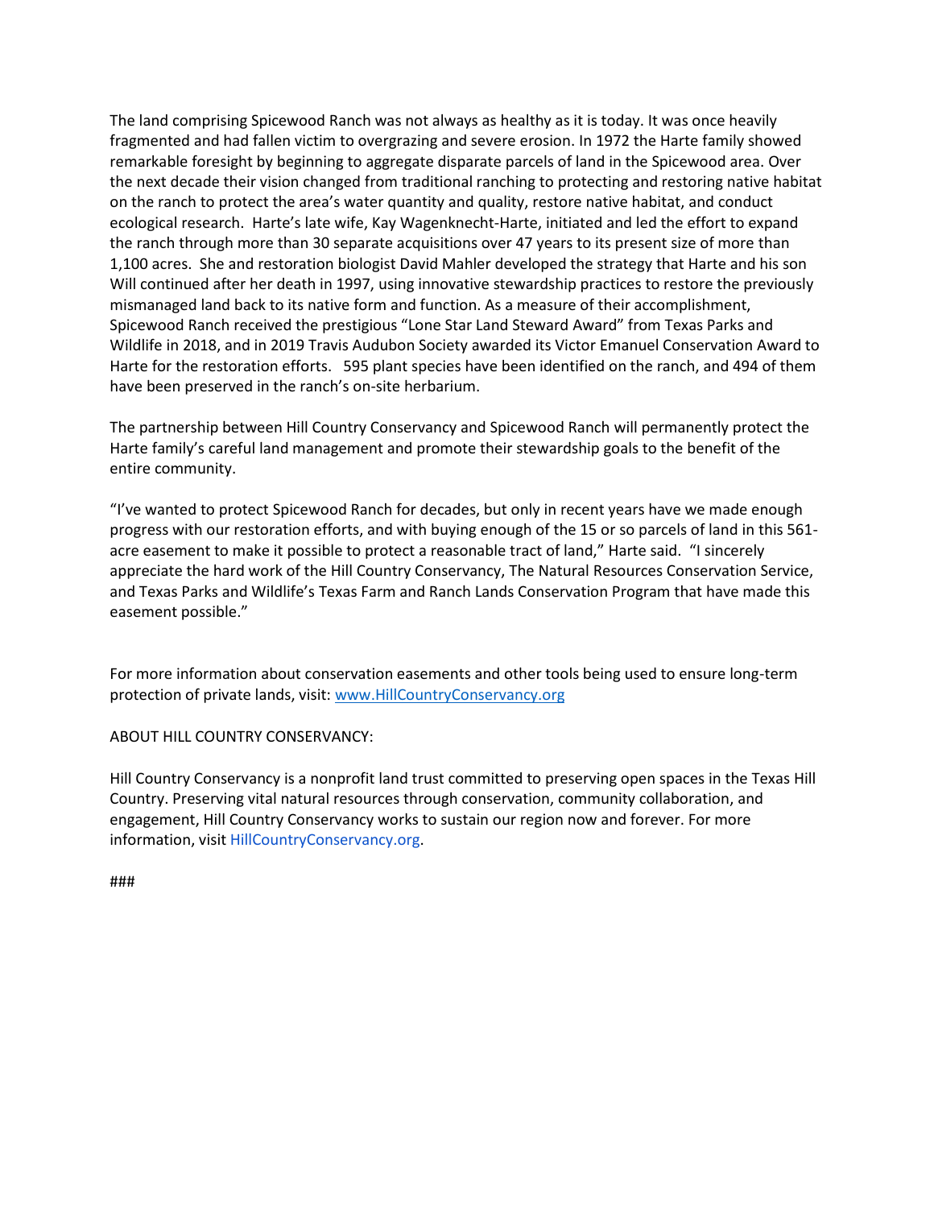The land comprising Spicewood Ranch was not always as healthy as it is today. It was once heavily fragmented and had fallen victim to overgrazing and severe erosion. In 1972 the Harte family showed remarkable foresight by beginning to aggregate disparate parcels of land in the Spicewood area. Over the next decade their vision changed from traditional ranching to protecting and restoring native habitat on the ranch to protect the area's water quantity and quality, restore native habitat, and conduct ecological research. Harte's late wife, Kay Wagenknecht-Harte, initiated and led the effort to expand the ranch through more than 30 separate acquisitions over 47 years to its present size of more than 1,100 acres. She and restoration biologist David Mahler developed the strategy that Harte and his son Will continued after her death in 1997, using innovative stewardship practices to restore the previously mismanaged land back to its native form and function. As a measure of their accomplishment, Spicewood Ranch received the prestigious "Lone Star Land Steward Award" from Texas Parks and Wildlife in 2018, and in 2019 Travis Audubon Society awarded its Victor Emanuel Conservation Award to Harte for the restoration efforts. 595 plant species have been identified on the ranch, and 494 of them have been preserved in the ranch's on-site herbarium.

The partnership between Hill Country Conservancy and Spicewood Ranch will permanently protect the Harte family's careful land management and promote their stewardship goals to the benefit of the entire community.

"I've wanted to protect Spicewood Ranch for decades, but only in recent years have we made enough progress with our restoration efforts, and with buying enough of the 15 or so parcels of land in this 561-acre easement to make it possible to protect a reasonable tract of land," Harte said. "I sincerely appreciate the hard work of the Hill Country Conservancy, The Natural Resources Conservation Service, and Texas Parks and Wildlife's Texas Farm and Ranch Lands Conservation Program that have made this easement possible."

For more information about conservation easements and other tools being used to ensure long-term protection of private lands, visit: [www.HillCountryConservancy.org](http://www.HillCountryConservancy.org)

ABOUT HILL COUNTRY CONSERVANCY:

Hill Country Conservancy is a nonprofit land trust committed to preserving open spaces in the Texas Hill Country. Preserving vital natural resources through conservation, community collaboration, and engagement, Hill Country Conservancy works to sustain our region now and forever. For more information, visit HillCountryConservancy.org.

###